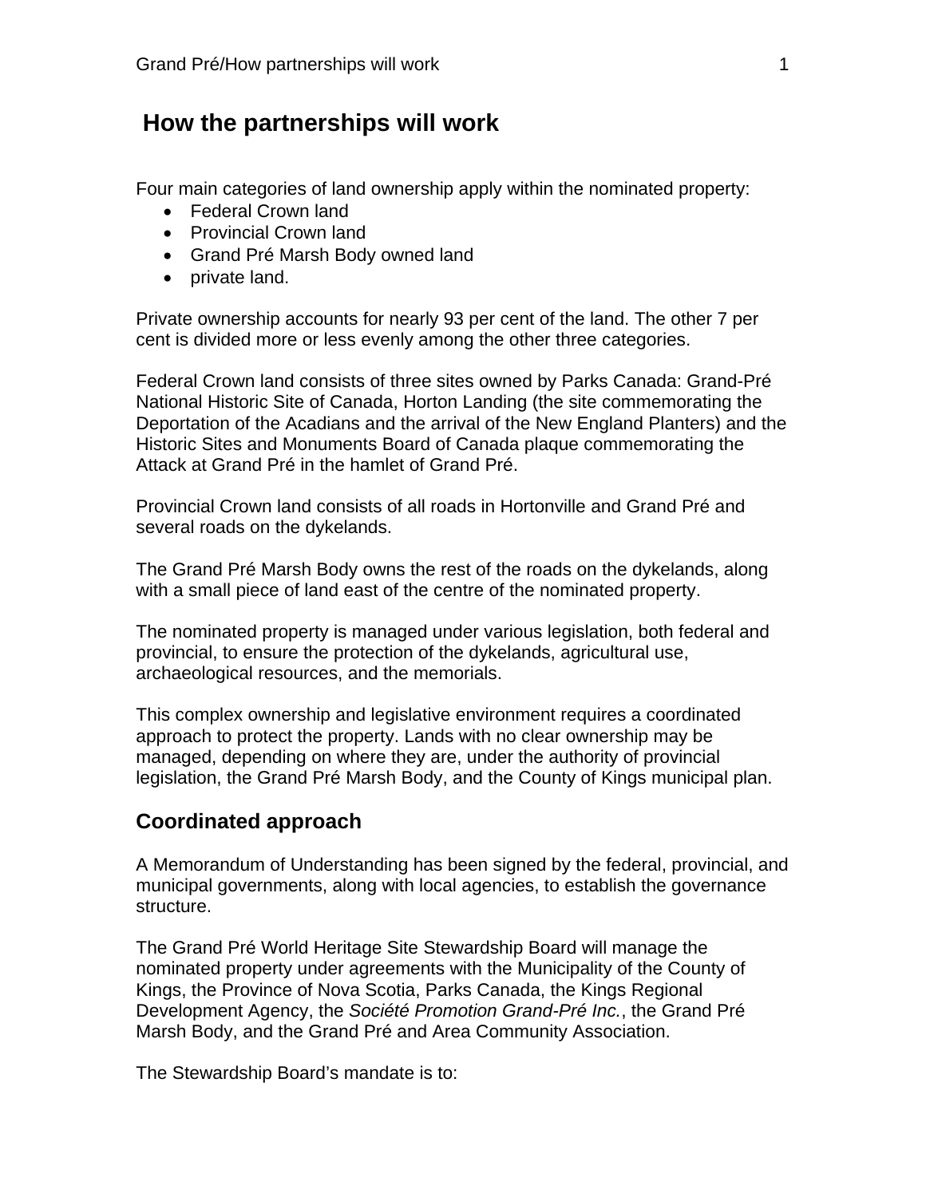# How the partnerships will work

Four main categories of land ownership apply within the nominated property:

- Federal Crown land
- Provincial Crown land
- Grand Pré Marsh Body owned land
- private land.

Private ownership accounts for nearly 93 per cent of the land. The other 7 per cent is divided more or less evenly among the other three categories.

Federal Crown land consists of three sites owned by Parks Canada: Grand-Pré National Historic Site of Canada, Horton Landing (the site commemorating the Deportation of the Acadians and the arrival of the New England Planters) and the Historic Sites and Monuments Board of Canada plaque commemorating the Attack at Grand Pré in the hamlet of Grand Pré.

Provincial Crown land consists of all roads in Hortonville and Grand Pré and several roads on the dykelands.

The Grand Pré Marsh Body owns the rest of the roads on the dykelands, along with a small piece of land east of the centre of the nominated property.

The nominated property is managed under various legislation, both federal and provincial, to ensure the protection of the dykelands, agricultural use, archaeological resources, and the memorials.

This complex ownership and legislative environment requires a coordinated approach to protect the property. Lands with no clear ownership may be managed, depending on where they are, under the authority of provincial legislation, the Grand Pré Marsh Body, and the County of Kings municipal plan.

## Coordinated approach

A Memorandum of Understanding has been signed by the federal, provincial, and municipal governments, along with local agencies, to establish the governance structure.

The Grand Pré World Heritage Site Stewardship Board will manage the nominated property under agreements with the Municipality of the County of Kings, the Province of Nova Scotia, Parks Canada, the Kings Regional Development Agency, the *Société Promotion Grand-Pré Inc.*, the Grand Pré Marsh Body, and the Grand Pré and Area Community Association.

The Stewardship Board's mandate is to: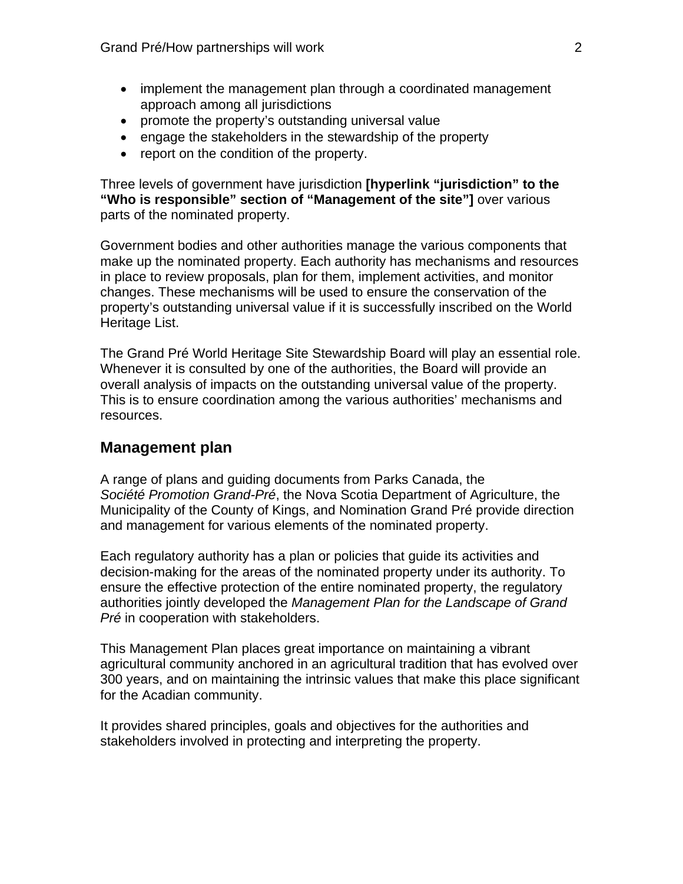- implement the management plan through a coordinated management approach among all jurisdictions
- promote the property's outstanding universal value
- engage the stakeholders in the stewardship of the property
- report on the condition of the property.

Three levels of government have jurisdiction **[hyperlink "jurisdiction" to the "Who is responsible" section of "Management of the site"]** over various parts of the nominated property.

Government bodies and other authorities manage the various components that make up the nominated property. Each authority has mechanisms and resources in place to review proposals, plan for them, implement activities, and monitor changes. These mechanisms will be used to ensure the conservation of the property's outstanding universal value if it is successfully inscribed on the World Heritage List.

The Grand Pré World Heritage Site Stewardship Board will play an essential role. Whenever it is consulted by one of the authorities, the Board will provide an overall analysis of impacts on the outstanding universal value of the property. This is to ensure coordination among the various authorities' mechanisms and resources.

## Management plan

A range of plans and guiding documents from Parks Canada, the *Société Promotion Grand-Pré*, the Nova Scotia Department of Agriculture, the Municipality of the County of Kings, and Nomination Grand Pré provide direction and management for various elements of the nominated property.

Each regulatory authority has a plan or policies that guide its activities and decision-making for the areas of the nominated property under its authority. To ensure the effective protection of the entire nominated property, the regulatory authorities jointly developed the *Management Plan for the Landscape of Grand Pré* in cooperation with stakeholders.

This Management Plan places great importance on maintaining a vibrant agricultural community anchored in an agricultural tradition that has evolved over 300 years, and on maintaining the intrinsic values that make this place significant for the Acadian community.

It provides shared principles, goals and objectives for the authorities and stakeholders involved in protecting and interpreting the property.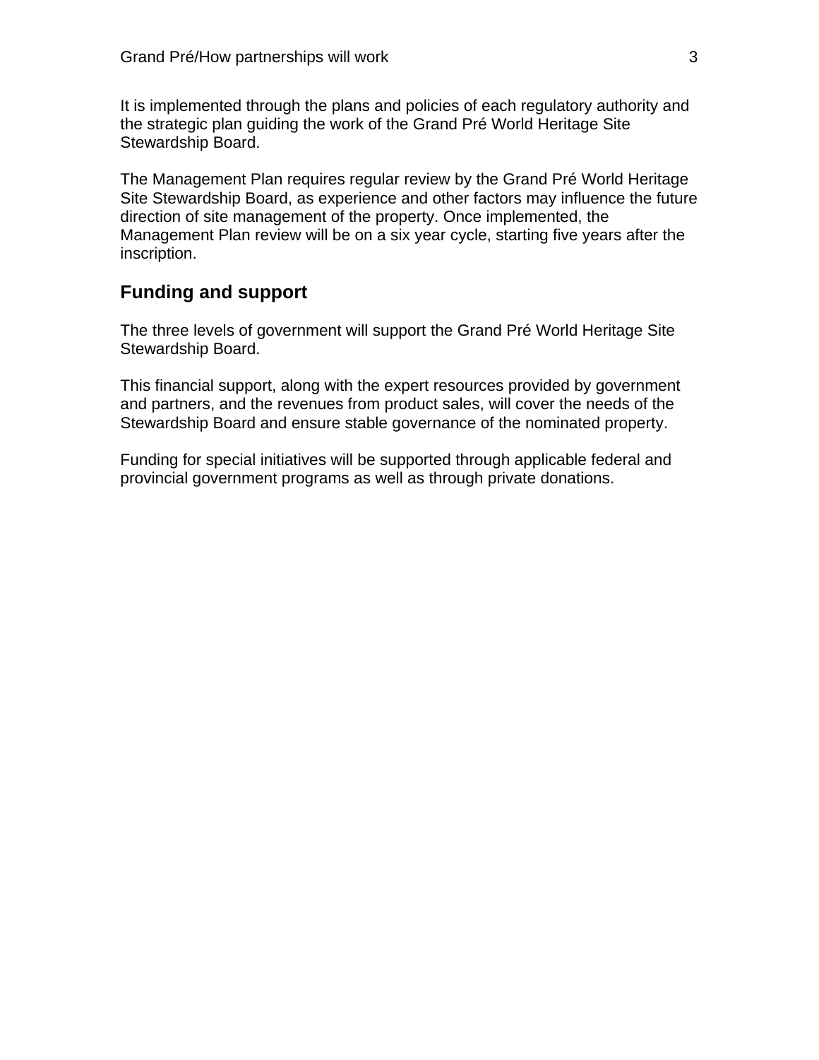It is implemented through the plans and policies of each regulatory authority and the strategic plan guiding the work of the Grand Pré World Heritage Site Stewardship Board.

The Management Plan requires regular review by the Grand Pré World Heritage Site Stewardship Board, as experience and other factors may influence the future direction of site management of the property. Once implemented, the Management Plan review will be on a six year cycle, starting five years after the inscription.

## Funding and support

The three levels of government will support the Grand Pré World Heritage Site Stewardship Board.

This financial support, along with the expert resources provided by government and partners, and the revenues from product sales, will cover the needs of the Stewardship Board and ensure stable governance of the nominated property.

Funding for special initiatives will be supported through applicable federal and provincial government programs as well as through private donations.